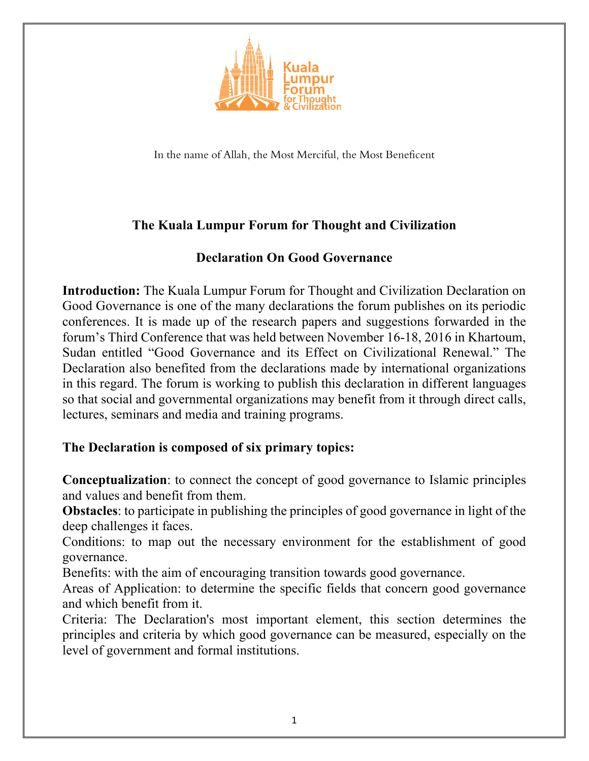In the name of Allah, the Most Merciful, the Most Beneficent

## The Kuala Lumpur Forum for Thought and Civilization

## Declaration On Good Governance

**Introduction:** The Kuala Lumpur Forum for Thought and Civilization Declaration on Good Governance is one of the many declarations the forum publishes on its periodic conferences. It is made up of the research papers and suggestions forwarded in the forum's Third Conference that was held between November 16-18, 2016 in Khartoum, Sudan entitled "Good Governance and its Effect on Civilizational Renewal." The Declaration also benefited from the declarations made by international organizations in this regard. The forum is working to publish this declaration in different languages so that social and governmental organizations may benefit from it through direct calls, lectures, seminars and media and training programs.

**The Declaration is composed of six primary topics:**

**Conceptualization**: to connect the concept of good governance to Islamic principles and values and benefit from them.
**Obstacles**: to participate in publishing the principles of good governance in light of the deep challenges it faces.
Conditions: to map out the necessary environment for the establishment of good governance.
Benefits: with the aim of encouraging transition towards good governance.
Areas of Application: to determine the specific fields that concern good governance and which benefit from it.
Criteria: The Declaration's most important element, this section determines the principles and criteria by which good governance can be measured, especially on the level of government and formal institutions.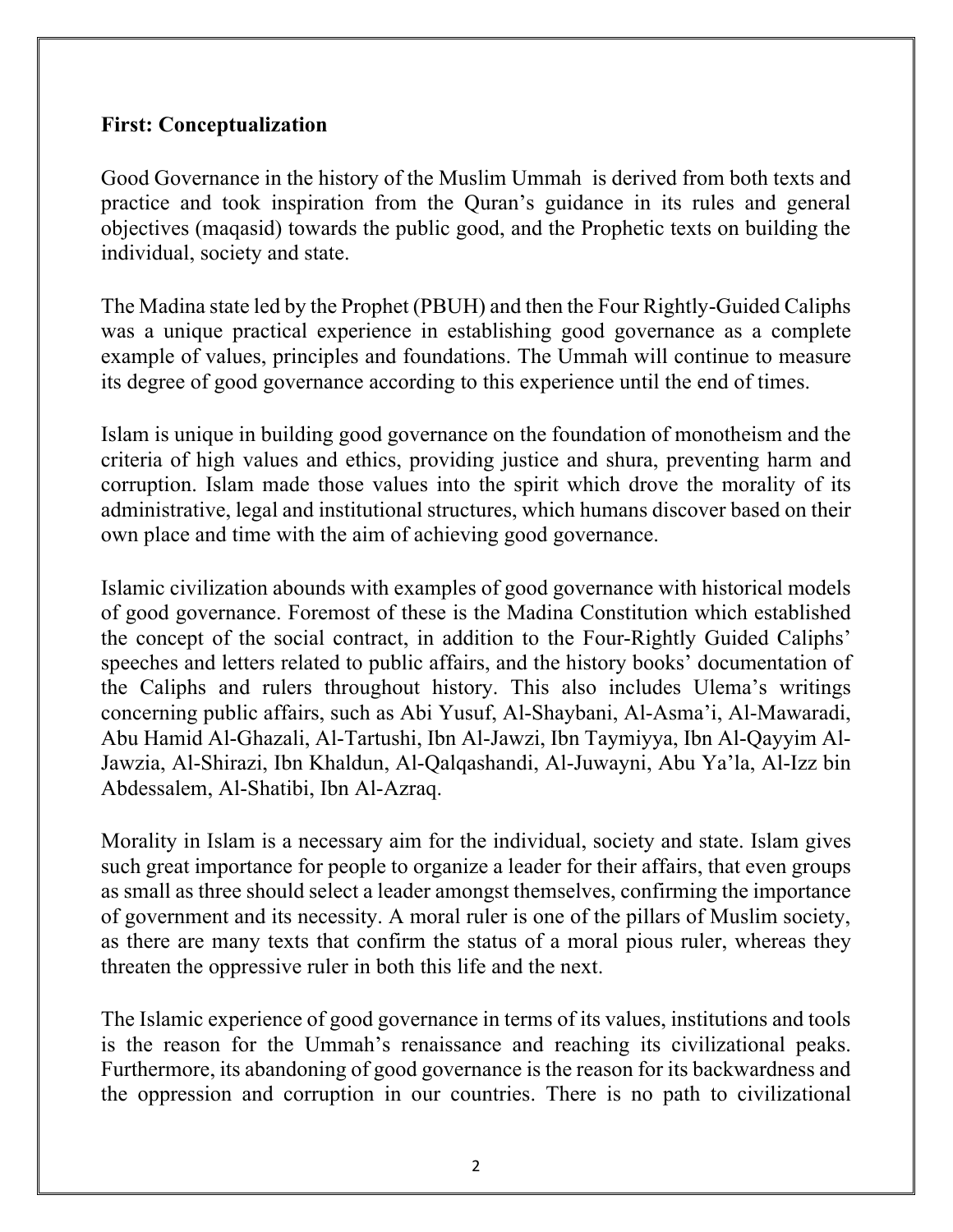**First: Conceptualization**

Good Governance in the history of the Muslim Ummah is derived from both texts and practice and took inspiration from the Quran's guidance in its rules and general objectives (maqasid) towards the public good, and the Prophetic texts on building the individual, society and state.

The Madina state led by the Prophet (PBUH) and then the Four Rightly-Guided Caliphs was a unique practical experience in establishing good governance as a complete example of values, principles and foundations. The Ummah will continue to measure its degree of good governance according to this experience until the end of times.

Islam is unique in building good governance on the foundation of monotheism and the criteria of high values and ethics, providing justice and shura, preventing harm and corruption. Islam made those values into the spirit which drove the morality of its administrative, legal and institutional structures, which humans discover based on their own place and time with the aim of achieving good governance.

Islamic civilization abounds with examples of good governance with historical models of good governance. Foremost of these is the Madina Constitution which established the concept of the social contract, in addition to the Four-Rightly Guided Caliphs' speeches and letters related to public affairs, and the history books' documentation of the Caliphs and rulers throughout history. This also includes Ulema's writings concerning public affairs, such as Abi Yusuf, Al-Shaybani, Al-Asma'i, Al-Mawaradi, Abu Hamid Al-Ghazali, Al-Tartushi, Ibn Al-Jawzi, Ibn Taymiyya, Ibn Al-Qayyim Al-Jawzia, Al-Shirazi, Ibn Khaldun, Al-Qalqashandi, Al-Juwayni, Abu Ya'la, Al-Izz bin Abdessalem, Al-Shatibi, Ibn Al-Azraq.

Morality in Islam is a necessary aim for the individual, society and state. Islam gives such great importance for people to organize a leader for their affairs, that even groups as small as three should select a leader amongst themselves, confirming the importance of government and its necessity. A moral ruler is one of the pillars of Muslim society, as there are many texts that confirm the status of a moral pious ruler, whereas they threaten the oppressive ruler in both this life and the next.

The Islamic experience of good governance in terms of its values, institutions and tools is the reason for the Ummah's renaissance and reaching its civilizational peaks. Furthermore, its abandoning of good governance is the reason for its backwardness and the oppression and corruption in our countries. There is no path to civilizational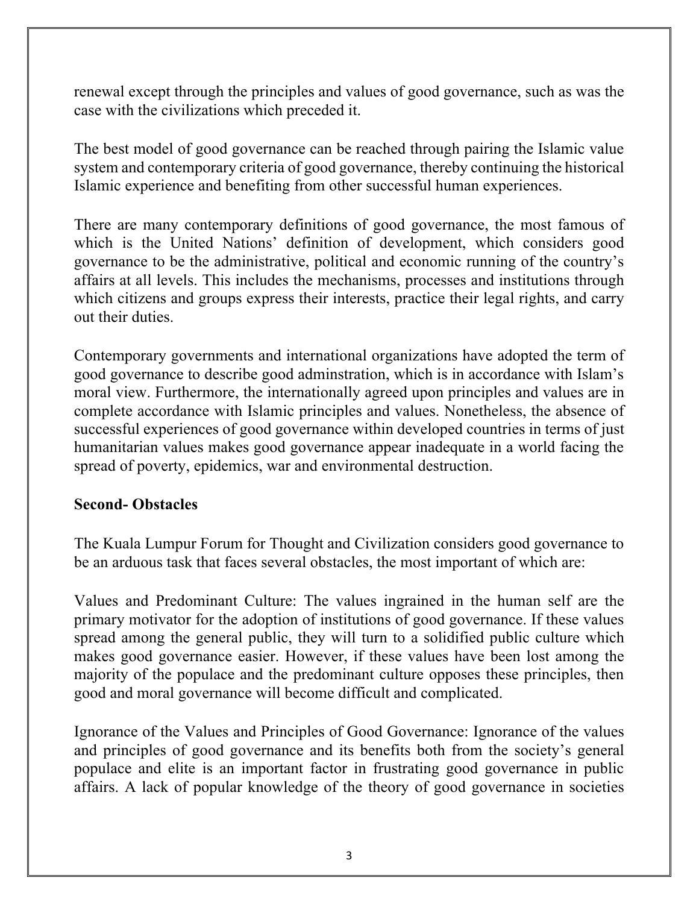renewal except through the principles and values of good governance, such as was the case with the civilizations which preceded it.

The best model of good governance can be reached through pairing the Islamic value system and contemporary criteria of good governance, thereby continuing the historical Islamic experience and benefiting from other successful human experiences.

There are many contemporary definitions of good governance, the most famous of which is the United Nations' definition of development, which considers good governance to be the administrative, political and economic running of the country's affairs at all levels. This includes the mechanisms, processes and institutions through which citizens and groups express their interests, practice their legal rights, and carry out their duties.

Contemporary governments and international organizations have adopted the term of good governance to describe good adminstration, which is in accordance with Islam's moral view. Furthermore, the internationally agreed upon principles and values are in complete accordance with Islamic principles and values. Nonetheless, the absence of successful experiences of good governance within developed countries in terms of just humanitarian values makes good governance appear inadequate in a world facing the spread of poverty, epidemics, war and environmental destruction.

**Second- Obstacles**

The Kuala Lumpur Forum for Thought and Civilization considers good governance to be an arduous task that faces several obstacles, the most important of which are:

Values and Predominant Culture: The values ingrained in the human self are the primary motivator for the adoption of institutions of good governance. If these values spread among the general public, they will turn to a solidified public culture which makes good governance easier. However, if these values have been lost among the majority of the populace and the predominant culture opposes these principles, then good and moral governance will become difficult and complicated.

Ignorance of the Values and Principles of Good Governance: Ignorance of the values and principles of good governance and its benefits both from the society's general populace and elite is an important factor in frustrating good governance in public affairs. A lack of popular knowledge of the theory of good governance in societies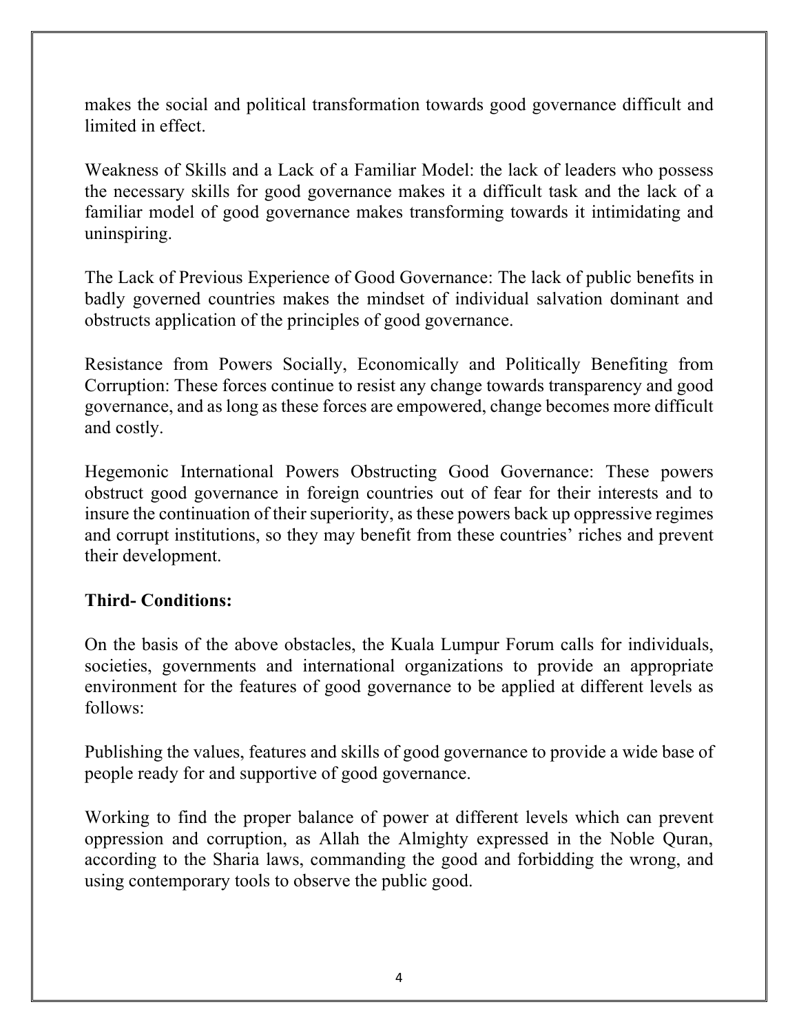makes the social and political transformation towards good governance difficult and limited in effect.

Weakness of Skills and a Lack of a Familiar Model: the lack of leaders who possess the necessary skills for good governance makes it a difficult task and the lack of a familiar model of good governance makes transforming towards it intimidating and uninspiring.

The Lack of Previous Experience of Good Governance: The lack of public benefits in badly governed countries makes the mindset of individual salvation dominant and obstructs application of the principles of good governance.

Resistance from Powers Socially, Economically and Politically Benefiting from Corruption: These forces continue to resist any change towards transparency and good governance, and as long as these forces are empowered, change becomes more difficult and costly.

Hegemonic International Powers Obstructing Good Governance: These powers obstruct good governance in foreign countries out of fear for their interests and to insure the continuation of their superiority, as these powers back up oppressive regimes and corrupt institutions, so they may benefit from these countries' riches and prevent their development.

**Third- Conditions:**

On the basis of the above obstacles, the Kuala Lumpur Forum calls for individuals, societies, governments and international organizations to provide an appropriate environment for the features of good governance to be applied at different levels as follows:

Publishing the values, features and skills of good governance to provide a wide base of people ready for and supportive of good governance.

Working to find the proper balance of power at different levels which can prevent oppression and corruption, as Allah the Almighty expressed in the Noble Quran, according to the Sharia laws, commanding the good and forbidding the wrong, and using contemporary tools to observe the public good.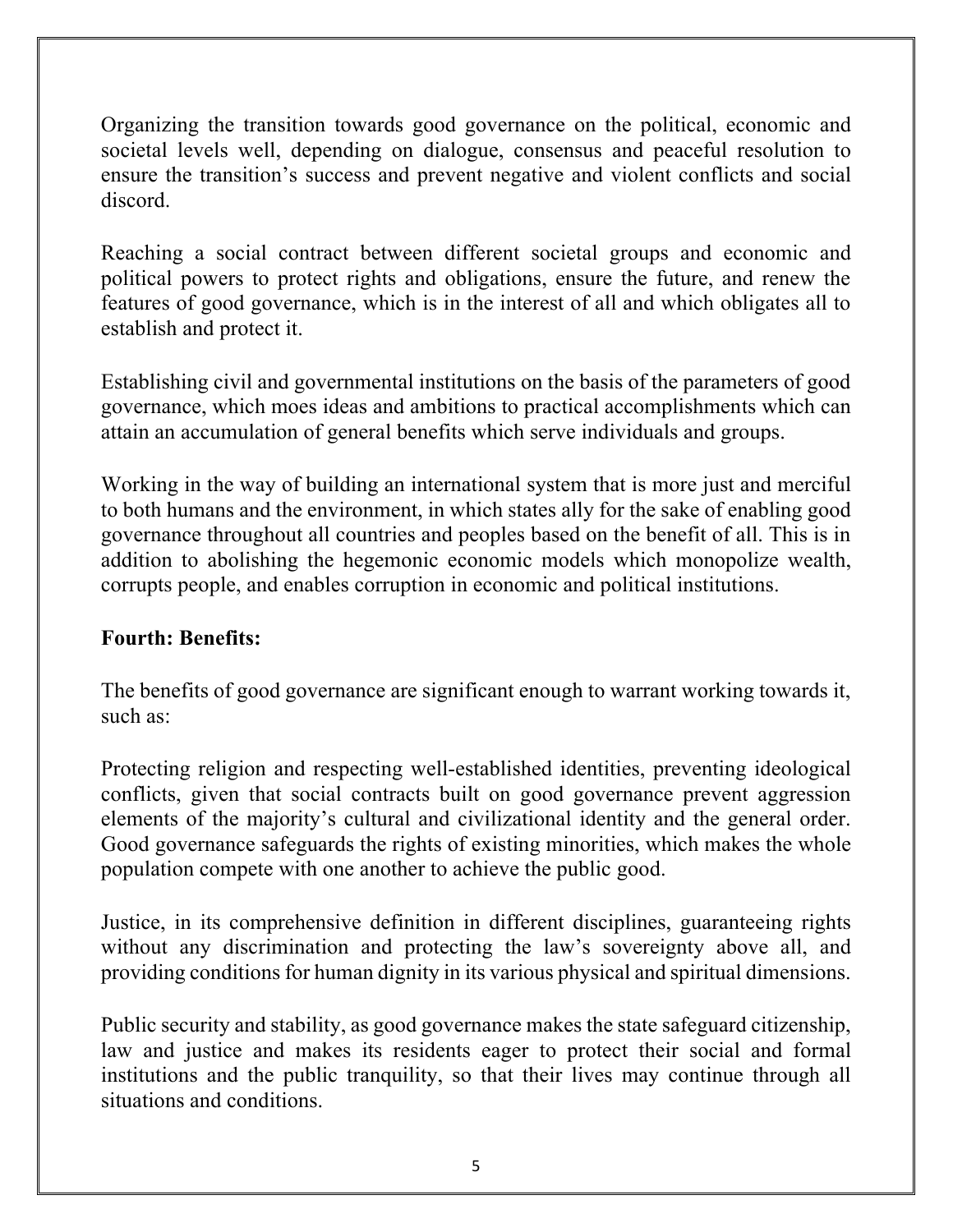Organizing the transition towards good governance on the political, economic and societal levels well, depending on dialogue, consensus and peaceful resolution to ensure the transition's success and prevent negative and violent conflicts and social discord.

Reaching a social contract between different societal groups and economic and political powers to protect rights and obligations, ensure the future, and renew the features of good governance, which is in the interest of all and which obligates all to establish and protect it.

Establishing civil and governmental institutions on the basis of the parameters of good governance, which moes ideas and ambitions to practical accomplishments which can attain an accumulation of general benefits which serve individuals and groups.

Working in the way of building an international system that is more just and merciful to both humans and the environment, in which states ally for the sake of enabling good governance throughout all countries and peoples based on the benefit of all. This is in addition to abolishing the hegemonic economic models which monopolize wealth, corrupts people, and enables corruption in economic and political institutions.

**Fourth: Benefits:**

The benefits of good governance are significant enough to warrant working towards it, such as:

Protecting religion and respecting well-established identities, preventing ideological conflicts, given that social contracts built on good governance prevent aggression elements of the majority's cultural and civilizational identity and the general order. Good governance safeguards the rights of existing minorities, which makes the whole population compete with one another to achieve the public good.

Justice, in its comprehensive definition in different disciplines, guaranteeing rights without any discrimination and protecting the law's sovereignty above all, and providing conditions for human dignity in its various physical and spiritual dimensions.

Public security and stability, as good governance makes the state safeguard citizenship, law and justice and makes its residents eager to protect their social and formal institutions and the public tranquility, so that their lives may continue through all situations and conditions.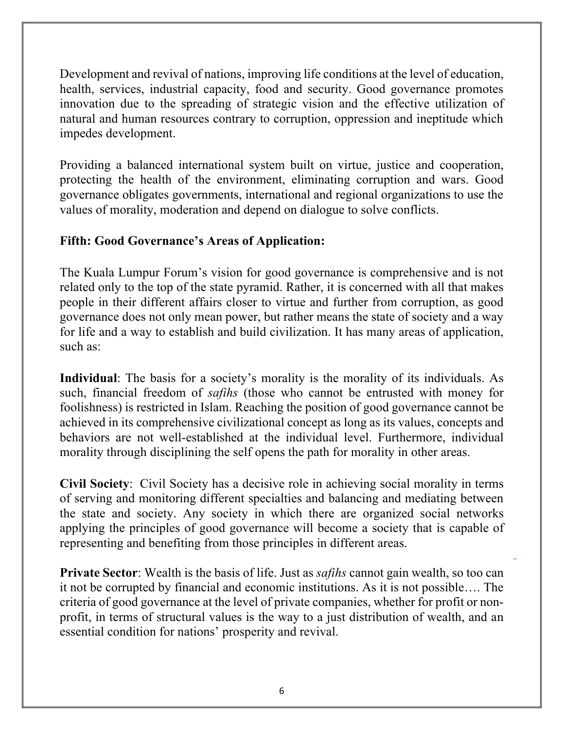Development and revival of nations, improving life conditions at the level of education, health, services, industrial capacity, food and security. Good governance promotes innovation due to the spreading of strategic vision and the effective utilization of natural and human resources contrary to corruption, oppression and ineptitude which impedes development.

Providing a balanced international system built on virtue, justice and cooperation, protecting the health of the environment, eliminating corruption and wars. Good governance obligates governments, international and regional organizations to use the values of morality, moderation and depend on dialogue to solve conflicts.

**Fifth: Good Governance's Areas of Application:**

The Kuala Lumpur Forum's vision for good governance is comprehensive and is not related only to the top of the state pyramid. Rather, it is concerned with all that makes people in their different affairs closer to virtue and further from corruption, as good governance does not only mean power, but rather means the state of society and a way for life and a way to establish and build civilization. It has many areas of application, such as:

**Individual**: The basis for a society's morality is the morality of its individuals. As such, financial freedom of *safihs* (those who cannot be entrusted with money for foolishness) is restricted in Islam. Reaching the position of good governance cannot be achieved in its comprehensive civilizational concept as long as its values, concepts and behaviors are not well-established at the individual level. Furthermore, individual morality through disciplining the self opens the path for morality in other areas.

**Civil Society**: Civil Society has a decisive role in achieving social morality in terms of serving and monitoring different specialties and balancing and mediating between the state and society. Any society in which there are organized social networks applying the principles of good governance will become a society that is capable of representing and benefiting from those principles in different areas.

**Private Sector**: Wealth is the basis of life. Just as *safihs* cannot gain wealth, so too can it not be corrupted by financial and economic institutions. As it is not possible…. The criteria of good governance at the level of private companies, whether for profit or non-profit, in terms of structural values is the way to a just distribution of wealth, and an essential condition for nations' prosperity and revival.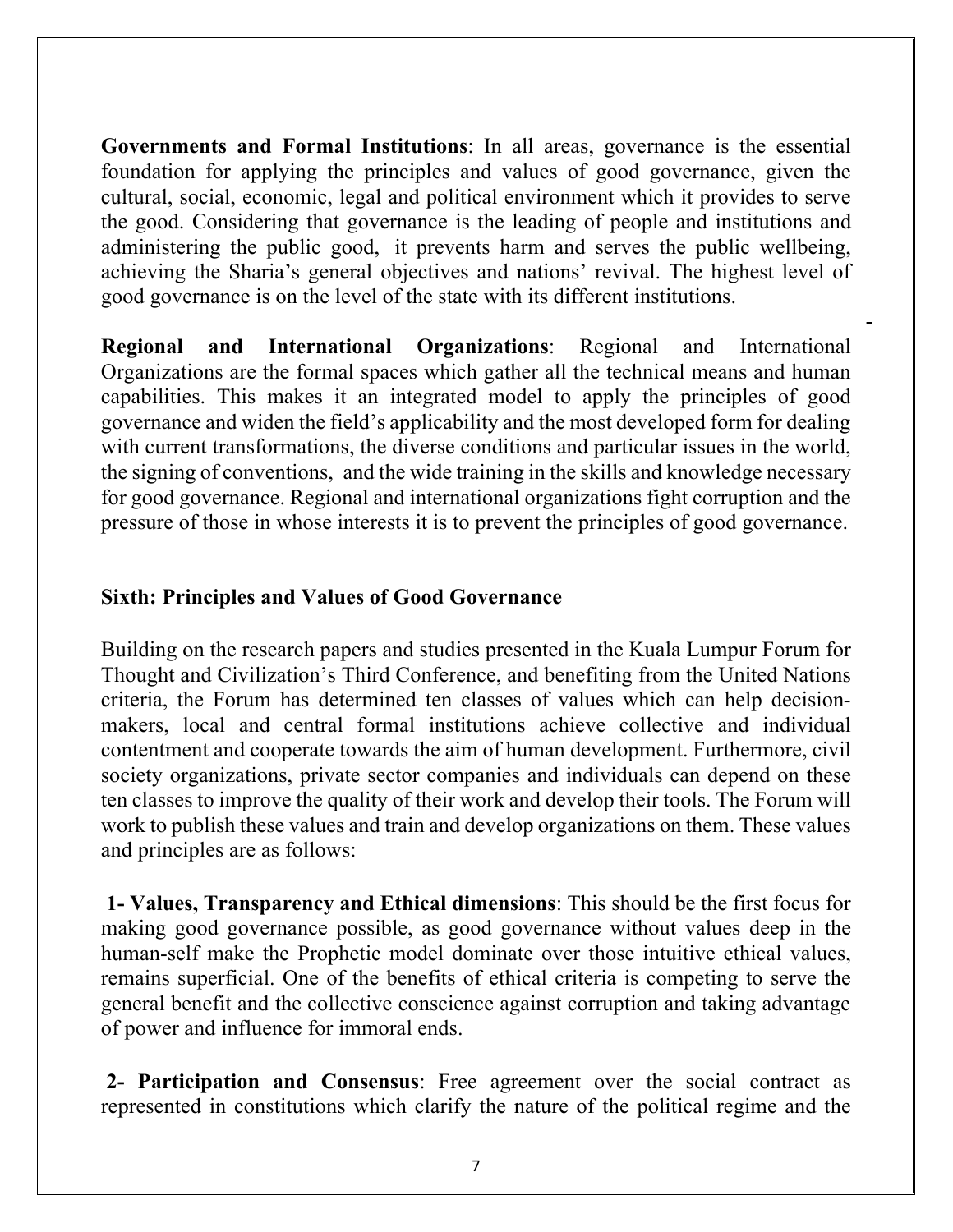**Governments and Formal Institutions**: In all areas, governance is the essential foundation for applying the principles and values of good governance, given the cultural, social, economic, legal and political environment which it provides to serve the good. Considering that governance is the leading of people and institutions and administering the public good, it prevents harm and serves the public wellbeing, achieving the Sharia's general objectives and nations' revival. The highest level of good governance is on the level of the state with its different institutions.

**Regional and International Organizations**: Regional and International Organizations are the formal spaces which gather all the technical means and human capabilities. This makes it an integrated model to apply the principles of good governance and widen the field's applicability and the most developed form for dealing with current transformations, the diverse conditions and particular issues in the world, the signing of conventions, and the wide training in the skills and knowledge necessary for good governance. Regional and international organizations fight corruption and the pressure of those in whose interests it is to prevent the principles of good governance.

## Sixth: Principles and Values of Good Governance

Building on the research papers and studies presented in the Kuala Lumpur Forum for Thought and Civilization's Third Conference, and benefiting from the United Nations criteria, the Forum has determined ten classes of values which can help decision-makers, local and central formal institutions achieve collective and individual contentment and cooperate towards the aim of human development. Furthermore, civil society organizations, private sector companies and individuals can depend on these ten classes to improve the quality of their work and develop their tools. The Forum will work to publish these values and train and develop organizations on them. These values and principles are as follows:

**1- Values, Transparency and Ethical dimensions**: This should be the first focus for making good governance possible, as good governance without values deep in the human-self make the Prophetic model dominate over those intuitive ethical values, remains superficial. One of the benefits of ethical criteria is competing to serve the general benefit and the collective conscience against corruption and taking advantage of power and influence for immoral ends.

**2- Participation and Consensus**: Free agreement over the social contract as represented in constitutions which clarify the nature of the political regime and the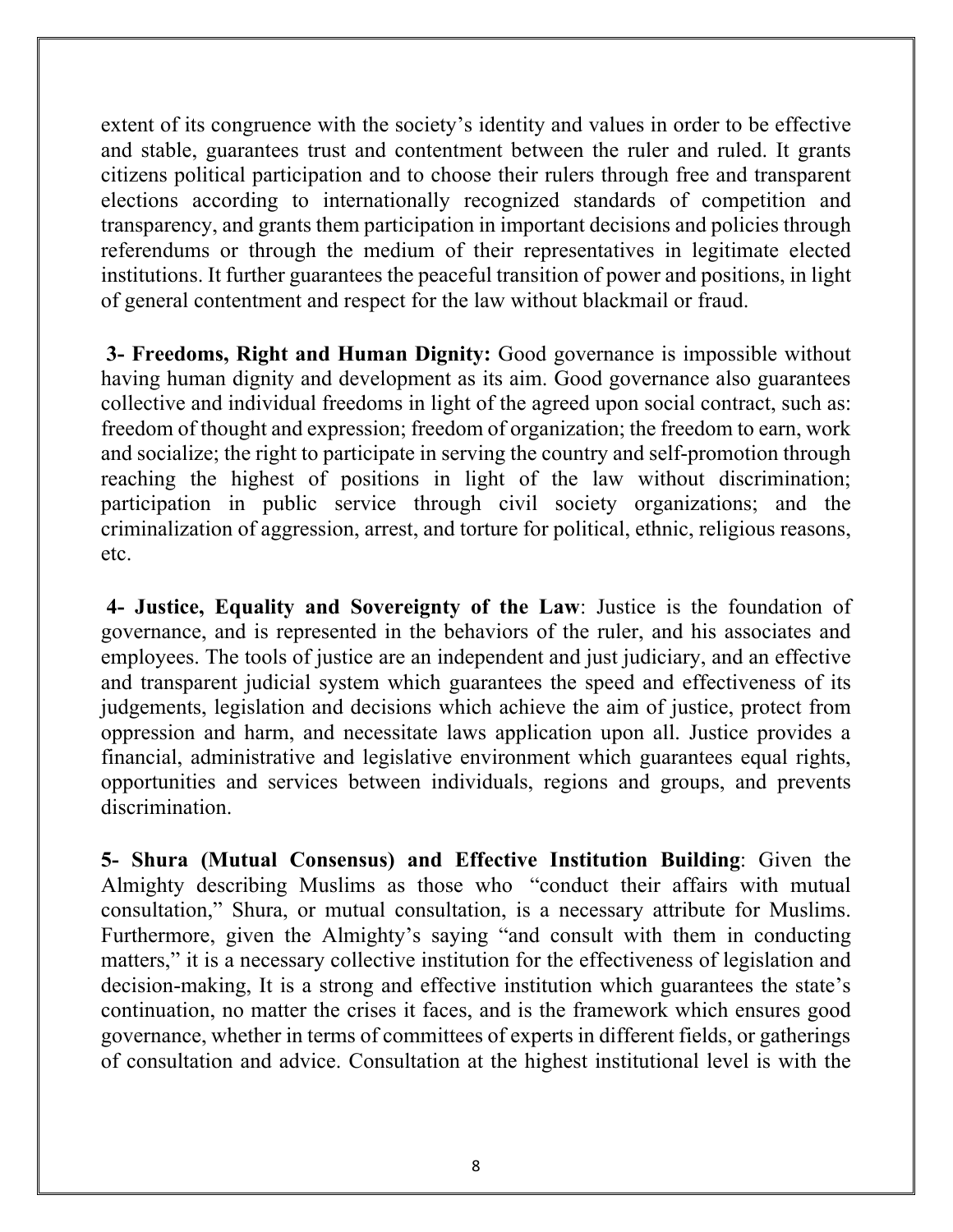extent of its congruence with the society's identity and values in order to be effective and stable, guarantees trust and contentment between the ruler and ruled. It grants citizens political participation and to choose their rulers through free and transparent elections according to internationally recognized standards of competition and transparency, and grants them participation in important decisions and policies through referendums or through the medium of their representatives in legitimate elected institutions. It further guarantees the peaceful transition of power and positions, in light of general contentment and respect for the law without blackmail or fraud.

**3- Freedoms, Right and Human Dignity:** Good governance is impossible without having human dignity and development as its aim. Good governance also guarantees collective and individual freedoms in light of the agreed upon social contract, such as: freedom of thought and expression; freedom of organization; the freedom to earn, work and socialize; the right to participate in serving the country and self-promotion through reaching the highest of positions in light of the law without discrimination; participation in public service through civil society organizations; and the criminalization of aggression, arrest, and torture for political, ethnic, religious reasons, etc.

**4- Justice, Equality and Sovereignty of the Law**: Justice is the foundation of governance, and is represented in the behaviors of the ruler, and his associates and employees. The tools of justice are an independent and just judiciary, and an effective and transparent judicial system which guarantees the speed and effectiveness of its judgements, legislation and decisions which achieve the aim of justice, protect from oppression and harm, and necessitate laws application upon all. Justice provides a financial, administrative and legislative environment which guarantees equal rights, opportunities and services between individuals, regions and groups, and prevents discrimination.

**5- Shura (Mutual Consensus) and Effective Institution Building**: Given the Almighty describing Muslims as those who "conduct their affairs with mutual consultation," Shura, or mutual consultation, is a necessary attribute for Muslims. Furthermore, given the Almighty's saying "and consult with them in conducting matters," it is a necessary collective institution for the effectiveness of legislation and decision-making, It is a strong and effective institution which guarantees the state's continuation, no matter the crises it faces, and is the framework which ensures good governance, whether in terms of committees of experts in different fields, or gatherings of consultation and advice. Consultation at the highest institutional level is with the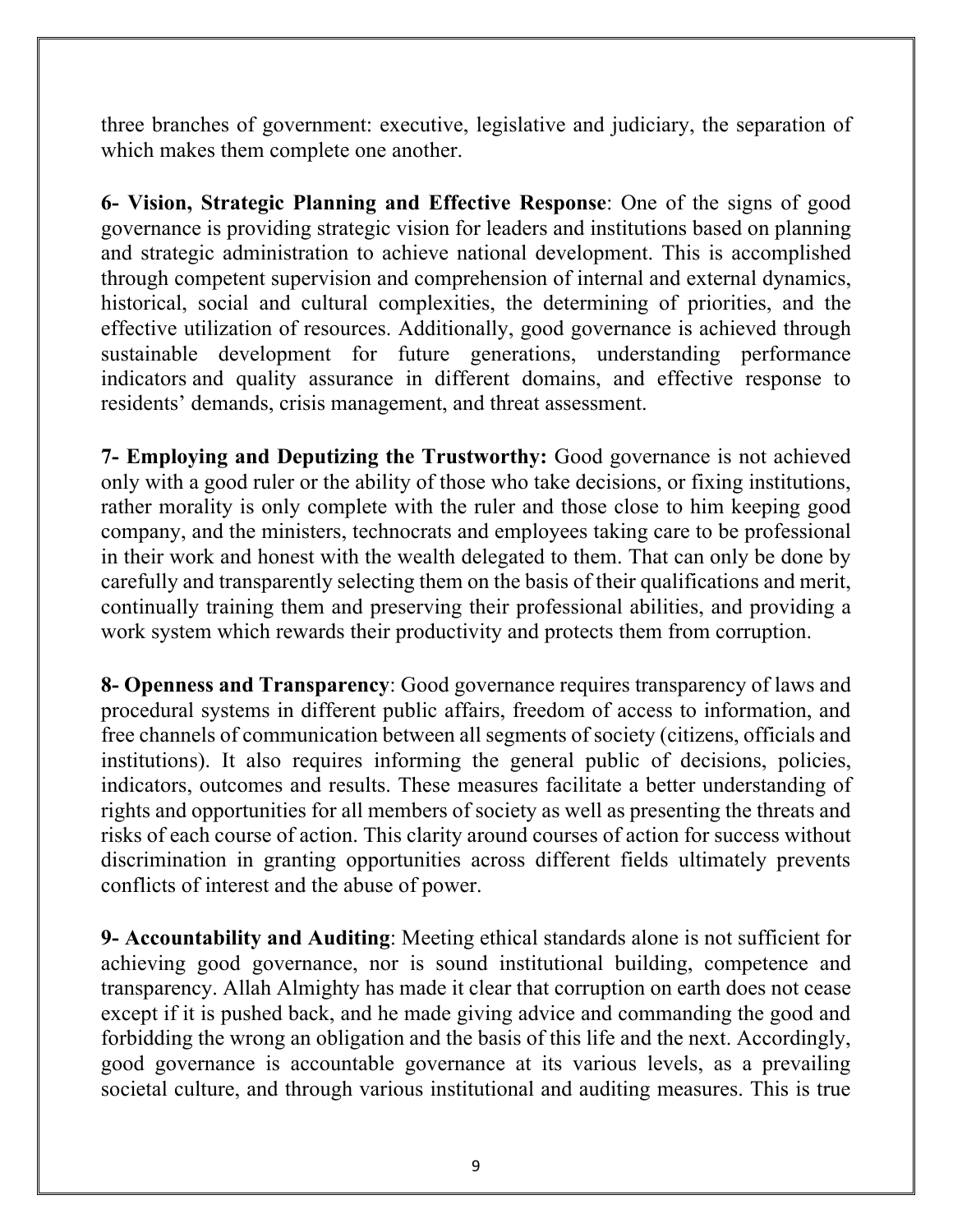three branches of government: executive, legislative and judiciary, the separation of which makes them complete one another.

**6- Vision, Strategic Planning and Effective Response**: One of the signs of good governance is providing strategic vision for leaders and institutions based on planning and strategic administration to achieve national development. This is accomplished through competent supervision and comprehension of internal and external dynamics, historical, social and cultural complexities, the determining of priorities, and the effective utilization of resources. Additionally, good governance is achieved through sustainable development for future generations, understanding performance indicators and quality assurance in different domains, and effective response to residents' demands, crisis management, and threat assessment.

**7- Employing and Deputizing the Trustworthy:** Good governance is not achieved only with a good ruler or the ability of those who take decisions, or fixing institutions, rather morality is only complete with the ruler and those close to him keeping good company, and the ministers, technocrats and employees taking care to be professional in their work and honest with the wealth delegated to them. That can only be done by carefully and transparently selecting them on the basis of their qualifications and merit, continually training them and preserving their professional abilities, and providing a work system which rewards their productivity and protects them from corruption.

**8- Openness and Transparency**: Good governance requires transparency of laws and procedural systems in different public affairs, freedom of access to information, and free channels of communication between all segments of society (citizens, officials and institutions). It also requires informing the general public of decisions, policies, indicators, outcomes and results. These measures facilitate a better understanding of rights and opportunities for all members of society as well as presenting the threats and risks of each course of action. This clarity around courses of action for success without discrimination in granting opportunities across different fields ultimately prevents conflicts of interest and the abuse of power.

**9- Accountability and Auditing**: Meeting ethical standards alone is not sufficient for achieving good governance, nor is sound institutional building, competence and transparency. Allah Almighty has made it clear that corruption on earth does not cease except if it is pushed back, and he made giving advice and commanding the good and forbidding the wrong an obligation and the basis of this life and the next. Accordingly, good governance is accountable governance at its various levels, as a prevailing societal culture, and through various institutional and auditing measures. This is true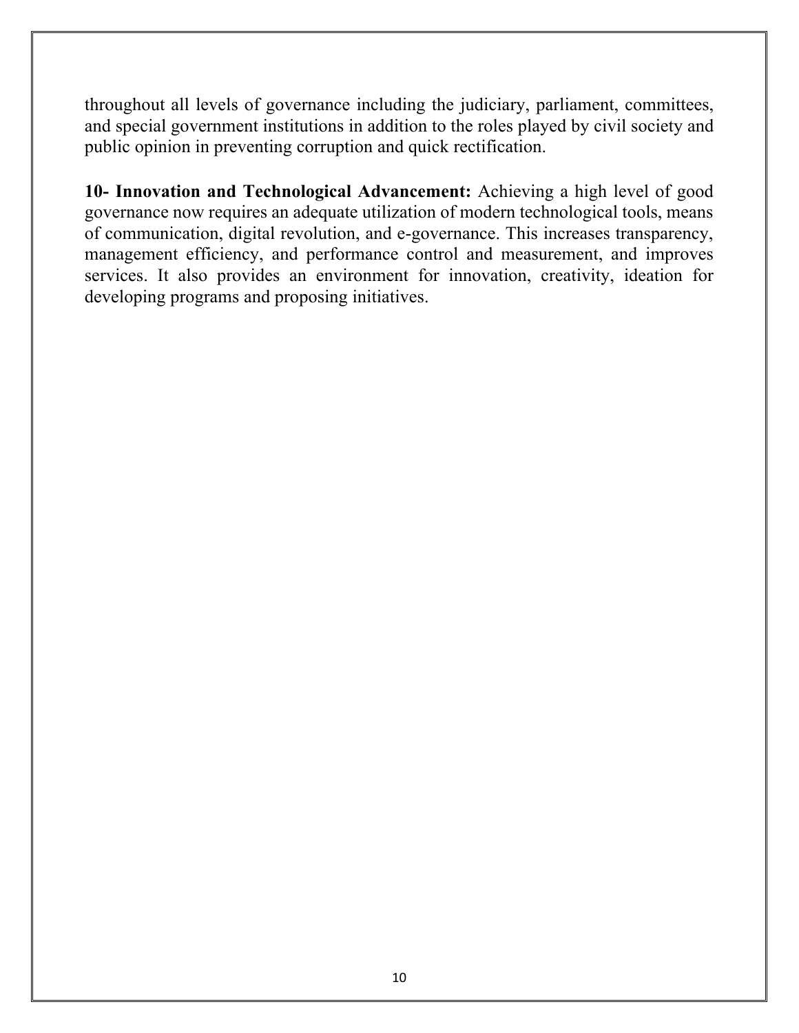throughout all levels of governance including the judiciary, parliament, committees, and special government institutions in addition to the roles played by civil society and public opinion in preventing corruption and quick rectification.

**10- Innovation and Technological Advancement:** Achieving a high level of good governance now requires an adequate utilization of modern technological tools, means of communication, digital revolution, and e-governance. This increases transparency, management efficiency, and performance control and measurement, and improves services. It also provides an environment for innovation, creativity, ideation for developing programs and proposing initiatives.